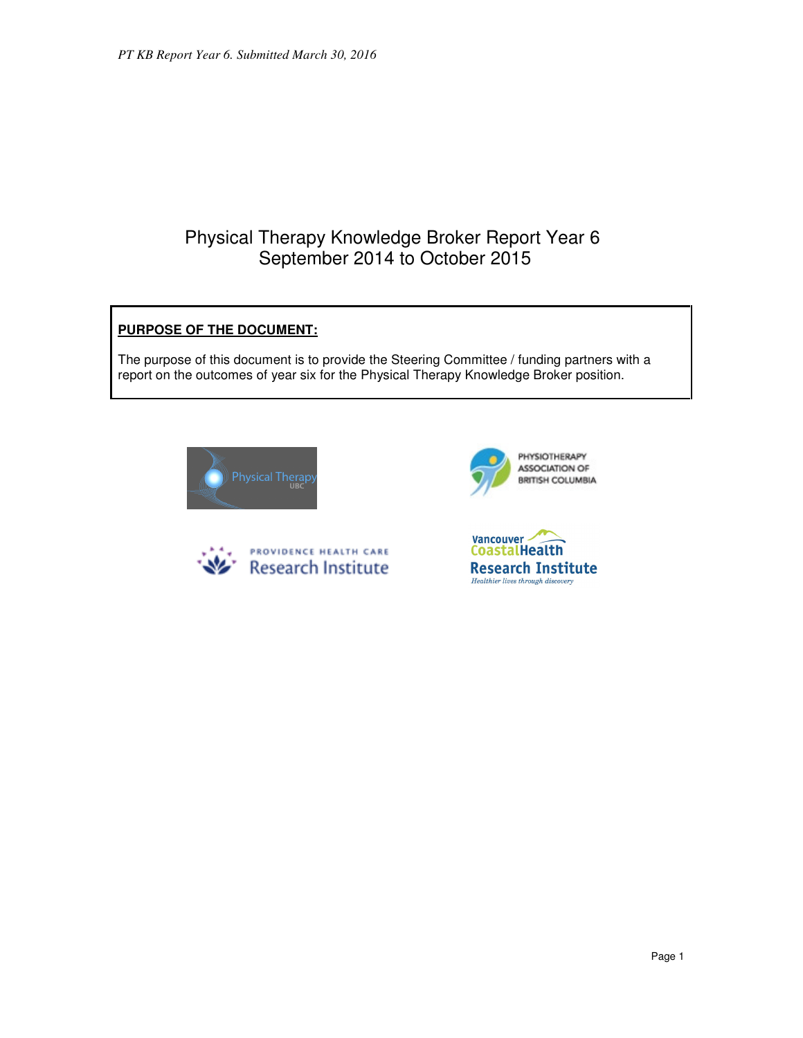# Physical Therapy Knowledge Broker Report Year 6
# September 2014 to October 2015

**PURPOSE OF THE DOCUMENT:**

The purpose of this document is to provide the Steering Committee / funding partners with a report on the outcomes of year six for the Physical Therapy Knowledge Broker position.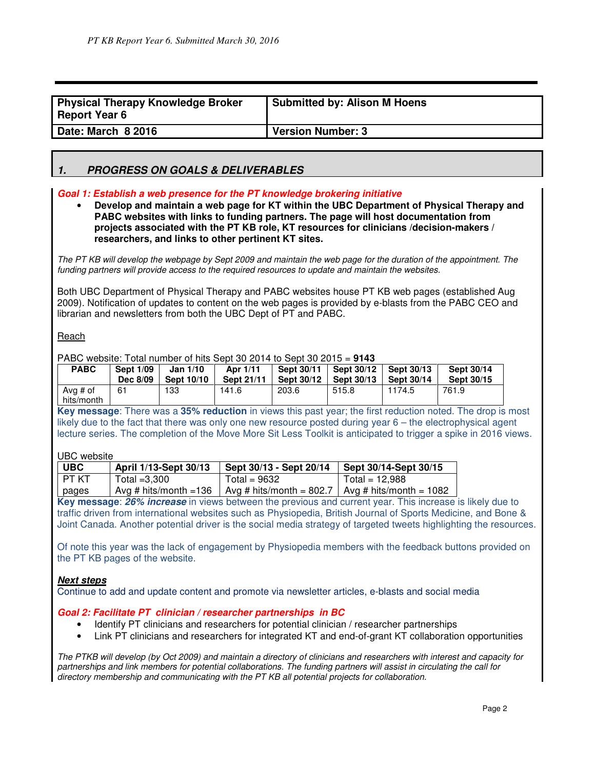| Physical Therapy Knowledge Broker Report Year 6 | Submitted by: Alison M Hoens |
|---|---|
| Date: March 8 2016 | Version Number: 3 |

## 1. PROGRESS ON GOALS & DELIVERABLES

### Goal 1: Establish a web presence for the PT knowledge brokering initiative

- **Develop and maintain a web page for KT within the UBC Department of Physical Therapy and PABC websites with links to funding partners. The page will host documentation from projects associated with the PT KB role, KT resources for clinicians /decision-makers / researchers, and links to other pertinent KT sites.**

*The PT KB will develop the webpage by Sept 2009 and maintain the web page for the duration of the appointment. The funding partners will provide access to the required resources to update and maintain the websites.*

Both UBC Department of Physical Therapy and PABC websites house PT KB web pages (established Aug 2009). Notification of updates to content on the web pages is provided by e-blasts from the PABC CEO and librarian and newsletters from both the UBC Dept of PT and PABC.

Reach

PABC website: Total number of hits Sept 30 2014 to Sept 30 2015 = **9143**

| PABC | Sept 1/09 Dec 8/09 | Jan 1/10 Sept 10/10 | Apr 1/11 Sept 21/11 | Sept 30/11 Sept 30/12 | Sept 30/12 Sept 30/13 | Sept 30/13 Sept 30/14 | Sept 30/14 Sept 30/15 |
|---|---|---|---|---|---|---|---|
| Avg # of hits/month | 61 | 133 | 141.6 | 203.6 | 515.8 | 1174.5 | 761.9 |

**Key message**: There was a **35% reduction** in views this past year; the first reduction noted. The drop is most likely due to the fact that there was only one new resource posted during year 6 – the electrophysical agent lecture series. The completion of the Move More Sit Less Toolkit is anticipated to trigger a spike in 2016 views.

UBC website

| UBC | April 1/13-Sept 30/13 | Sept 30/13 - Sept 20/14 | Sept 30/14-Sept 30/15 |
|---|---|---|---|
| PT KT pages | Total =3,300 Avg # hits/month =136 | Total = 9632 Avg # hits/month = 802.7 | Total = 12,988 Avg # hits/month = 1082 |

**Key message**: ***26% increase*** in views between the previous and current year. This increase is likely due to traffic driven from international websites such as Physiopedia, British Journal of Sports Medicine, and Bone & Joint Canada. Another potential driver is the social media strategy of targeted tweets highlighting the resources.

Of note this year was the lack of engagement by Physiopedia members with the feedback buttons provided on the PT KB pages of the website.

***Next steps***

Continue to add and update content and promote via newsletter articles, e-blasts and social media

### Goal 2: Facilitate PT clinician / researcher partnerships in BC

- Identify PT clinicians and researchers for potential clinician / researcher partnerships
- Link PT clinicians and researchers for integrated KT and end-of-grant KT collaboration opportunities

*The PTKB will develop (by Oct 2009) and maintain a directory of clinicians and researchers with interest and capacity for partnerships and link members for potential collaborations. The funding partners will assist in circulating the call for directory membership and communicating with the PT KB all potential projects for collaboration.*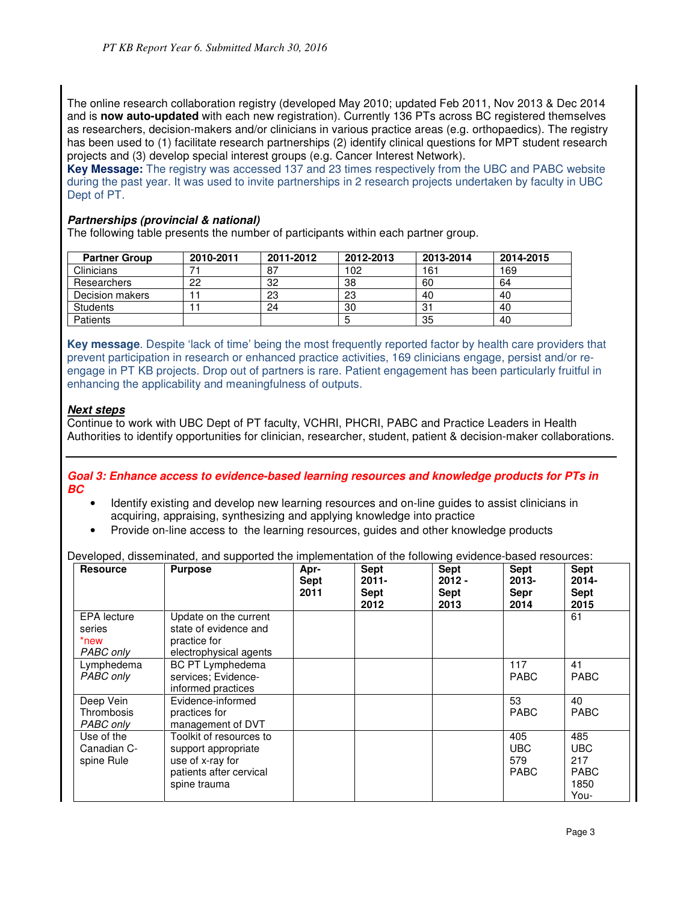The online research collaboration registry (developed May 2010; updated Feb 2011, Nov 2013 & Dec 2014 and is **now auto-updated** with each new registration). Currently 136 PTs across BC registered themselves as researchers, decision-makers and/or clinicians in various practice areas (e.g. orthopaedics). The registry has been used to (1) facilitate research partnerships (2) identify clinical questions for MPT student research projects and (3) develop special interest groups (e.g. Cancer Interest Network).

**Key Message:** The registry was accessed 137 and 23 times respectively from the UBC and PABC website during the past year. It was used to invite partnerships in 2 research projects undertaken by faculty in UBC Dept of PT.

***Partnerships (provincial & national)***

The following table presents the number of participants within each partner group.

| Partner Group | 2010-2011 | 2011-2012 | 2012-2013 | 2013-2014 | 2014-2015 |
|---|---|---|---|---|---|
| Clinicians | 71 | 87 | 102 | 161 | 169 |
| Researchers | 22 | 32 | 38 | 60 | 64 |
| Decision makers | 11 | 23 | 23 | 40 | 40 |
| Students | 11 | 24 | 30 | 31 | 40 |
| Patients | | | 5 | 35 | 40 |

**Key message**. Despite 'lack of time' being the most frequently reported factor by health care providers that prevent participation in research or enhanced practice activities, 169 clinicians engage, persist and/or re-engage in PT KB projects. Drop out of partners is rare. Patient engagement has been particularly fruitful in enhancing the applicability and meaningfulness of outputs.

***Next steps***

Continue to work with UBC Dept of PT faculty, VCHRI, PHCRI, PABC and Practice Leaders in Health Authorities to identify opportunities for clinician, researcher, student, patient & decision-maker collaborations.

---

***Goal 3: Enhance access to evidence-based learning resources and knowledge products for PTs in BC***

- Identify existing and develop new learning resources and on-line guides to assist clinicians in acquiring, appraising, synthesizing and applying knowledge into practice
- Provide on-line access to the learning resources, guides and other knowledge products

Developed, disseminated, and supported the implementation of the following evidence-based resources:

| Resource | Purpose | Apr-Sept 2011 | Sept 2011-Sept 2012 | Sept 2012 - Sept 2013 | Sept 2013-Sepr 2014 | Sept 2014-Sept 2015 |
|---|---|---|---|---|---|---|
| EPA lecture series *new *PABC only* | Update on the current state of evidence and practice for electrophysical agents | | | | | 61 |
| Lymphedema *PABC only* | BC PT Lymphedema services; Evidence-informed practices | | | | 117 PABC | 41 PABC |
| Deep Vein Thrombosis *PABC only* | Evidence-informed practices for management of DVT | | | | 53 PABC | 40 PABC |
| Use of the Canadian C-spine Rule | Toolkit of resources to support appropriate use of x-ray for patients after cervical spine trauma | | | | 405 UBC 579 PABC | 485 UBC 217 PABC 1850 You- |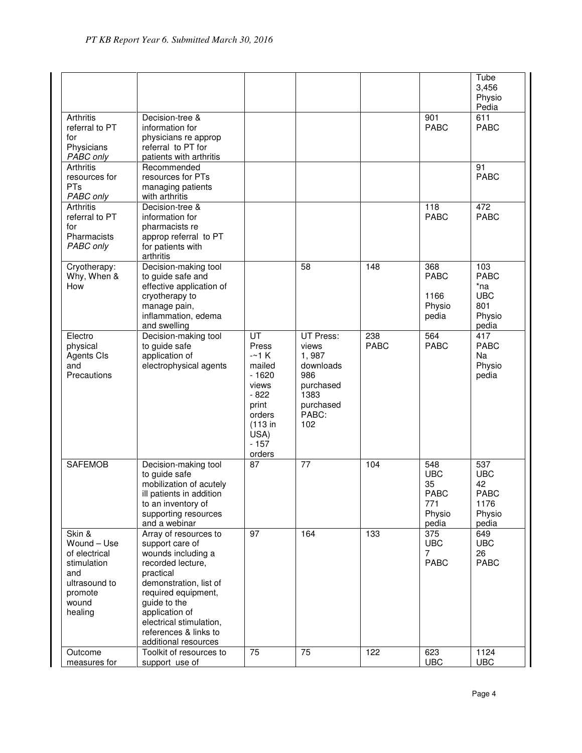| | | | | | | |
|---|---|---|---|---|---|---|
| | | | | | | Tube 3,456 Physio Pedia |
| Arthritis referral to PT for Physicians *PABC only* | Decision-tree & information for physicians re approp referral to PT for patients with arthritis | | | | 901 PABC | 611 PABC |
| Arthritis resources for PTs *PABC only* | Recommended resources for PTs managing patients with arthritis | | | | | 91 PABC |
| Arthritis referral to PT for Pharmacists *PABC only* | Decision-tree & information for pharmacists re approp referral to PT for patients with arthritis | | | | 118 PABC | 472 PABC |
| Cryotherapy: Why, When & How | Decision-making tool to guide safe and effective application of cryotherapy to manage pain, inflammation, edema and swelling | | 58 | 148 | 368 PABC 1166 Physio pedia | 103 PABC *na UBC 801 Physio pedia |
| Electro physical Agents CIs and Precautions | Decision-making tool to guide safe application of electrophysical agents | UT Press -~1 K mailed - 1620 views - 822 print orders (113 in USA) - 157 orders | UT Press: views 1, 987 downloads 986 purchased 1383 purchased PABC: 102 | 238 PABC | 564 PABC | 417 PABC Na Physio pedia |
| SAFEMOB | Decision-making tool to guide safe mobilization of acutely ill patients in addition to an inventory of supporting resources and a webinar | 87 | 77 | 104 | 548 UBC 35 PABC 771 Physio pedia | 537 UBC 42 PABC 1176 Physio pedia |
| Skin & Wound – Use of electrical stimulation and ultrasound to promote wound healing | Array of resources to support care of wounds including a recorded lecture, practical demonstration, list of required equipment, guide to the application of electrical stimulation, references & links to additional resources | 97 | 164 | 133 | 375 UBC 7 PABC | 649 UBC 26 PABC |
| Outcome measures for | Toolkit of resources to support use of | 75 | 75 | 122 | 623 UBC | 1124 UBC |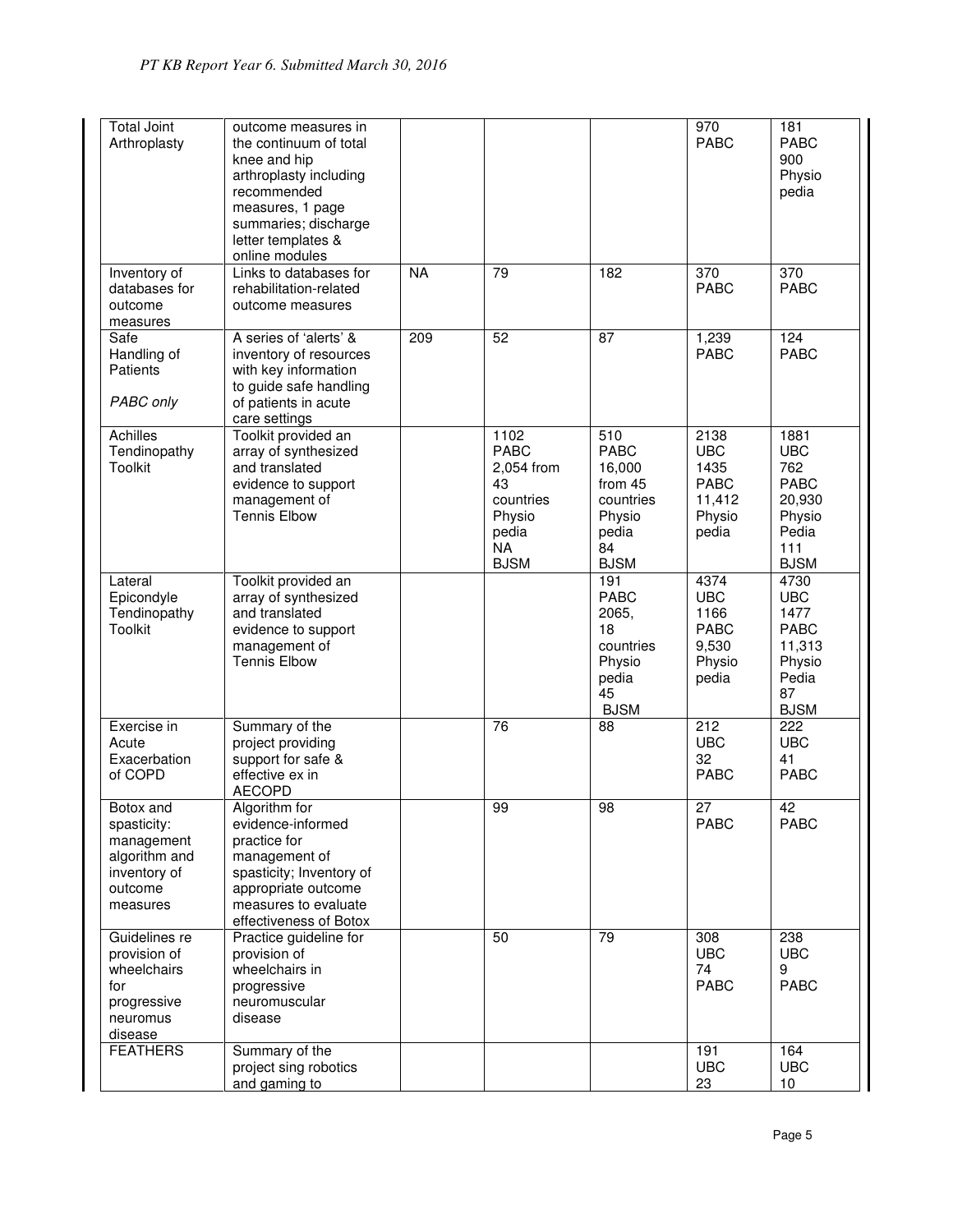| Total Joint Arthroplasty | outcome measures in the continuum of total knee and hip arthroplasty including recommended measures, 1 page summaries; discharge letter templates & online modules | | | | 970 PABC | 181 PABC 900 Physio pedia |
|---|---|---|---|---|---|---|
| Inventory of databases for outcome measures | Links to databases for rehabilitation-related outcome measures | NA | 79 | 182 | 370 PABC | 370 PABC |
| Safe Handling of Patients *PABC only* | A series of 'alerts' & inventory of resources with key information to guide safe handling of patients in acute care settings | 209 | 52 | 87 | 1,239 PABC | 124 PABC |
| Achilles Tendinopathy Toolkit | Toolkit provided an array of synthesized and translated evidence to support management of Tennis Elbow | | 1102 PABC 2,054 from 43 countries Physio pedia NA BJSM | 510 PABC 16,000 from 45 countries Physio pedia 84 BJSM | 2138 UBC 1435 PABC 11,412 Physio pedia | 1881 UBC 762 PABC 20,930 Physio Pedia 111 BJSM |
| Lateral Epicondyle Tendinopathy Toolkit | Toolkit provided an array of synthesized and translated evidence to support management of Tennis Elbow | | | 191 PABC 2065, 18 countries Physio pedia 45 BJSM | 4374 UBC 1166 PABC 9,530 Physio pedia | 4730 UBC 1477 PABC 11,313 Physio Pedia 87 BJSM |
| Exercise in Acute Exacerbation of COPD | Summary of the project providing support for safe & effective ex in AECOPD | | 76 | 88 | 212 UBC 32 PABC | 222 UBC 41 PABC |
| Botox and spasticity: management algorithm and inventory of outcome measures | Algorithm for evidence-informed practice for management of spasticity; Inventory of appropriate outcome measures to evaluate effectiveness of Botox | | 99 | 98 | 27 PABC | 42 PABC |
| Guidelines re provision of wheelchairs for progressive neuromus disease | Practice guideline for provision of wheelchairs in progressive neuromuscular disease | | 50 | 79 | 308 UBC 74 PABC | 238 UBC 9 PABC |
| FEATHERS | Summary of the project sing robotics and gaming to | | | | 191 UBC 23 | 164 UBC 10 |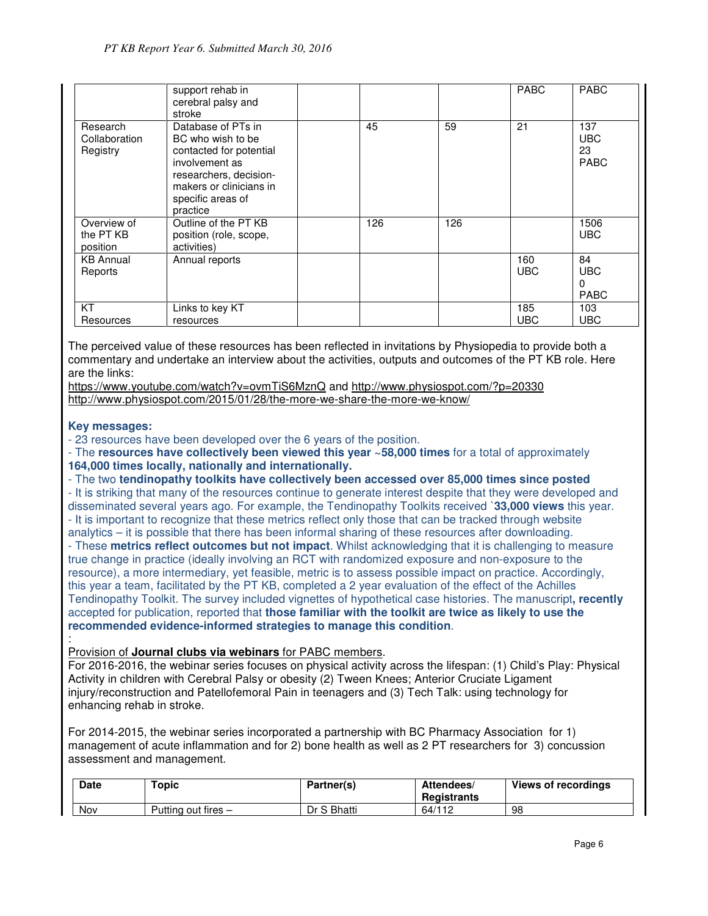| | | | | | | |
|---|---|---|---|---|---|---|
| | support rehab in cerebral palsy and stroke | | | | PABC | PABC |
| Research Collaboration Registry | Database of PTs in BC who wish to be contacted for potential involvement as researchers, decision-makers or clinicians in specific areas of practice | | 45 | 59 | 21 | 137 UBC 23 PABC |
| Overview of the PT KB position | Outline of the PT KB position (role, scope, activities) | | 126 | 126 | | 1506 UBC |
| KB Annual Reports | Annual reports | | | | 160 UBC | 84 UBC 0 PABC |
| KT Resources | Links to key KT resources | | | | 185 UBC | 103 UBC |

The perceived value of these resources has been reflected in invitations by Physiopedia to provide both a commentary and undertake an interview about the activities, outputs and outcomes of the PT KB role. Here are the links:
https://www.youtube.com/watch?v=ovmTiS6MznQ and http://www.physiospot.com/?p=20330
http://www.physiospot.com/2015/01/28/the-more-we-share-the-more-we-know/

**Key messages:**

- 23 resources have been developed over the 6 years of the position.
- The **resources have collectively been viewed this year ~58,000 times** for a total of approximately **164,000 times locally, nationally and internationally.**
- The two **tendinopathy toolkits have collectively been accessed over 85,000 times since posted**
- It is striking that many of the resources continue to generate interest despite that they were developed and disseminated several years ago. For example, the Tendinopathy Toolkits received `**33,000 views** this year.
- It is important to recognize that these metrics reflect only those that can be tracked through website analytics – it is possible that there has been informal sharing of these resources after downloading.
- These **metrics reflect outcomes but not impact**. Whilst acknowledging that it is challenging to measure true change in practice (ideally involving an RCT with randomized exposure and non-exposure to the resource), a more intermediary, yet feasible, metric is to assess possible impact on practice. Accordingly, this year a team, facilitated by the PT KB, completed a 2 year evaluation of the effect of the Achilles Tendinopathy Toolkit. The survey included vignettes of hypothetical case histories. The manuscript**, recently** accepted for publication, reported that **those familiar with the toolkit are twice as likely to use the recommended evidence-informed strategies to manage this condition**.

:

Provision of **Journal clubs via webinars** for PABC members.

For 2016-2016, the webinar series focuses on physical activity across the lifespan: (1) Child's Play: Physical Activity in children with Cerebral Palsy or obesity (2) Tween Knees; Anterior Cruciate Ligament injury/reconstruction and Patellofemoral Pain in teenagers and (3) Tech Talk: using technology for enhancing rehab in stroke.

For 2014-2015, the webinar series incorporated a partnership with BC Pharmacy Association for 1) management of acute inflammation and for 2) bone health as well as 2 PT researchers for 3) concussion assessment and management.

| Date | Topic | Partner(s) | Attendees/ Registrants | Views of recordings |
|---|---|---|---|---|
| Nov | Putting out fires – | Dr S Bhatti | 64/112 | 98 |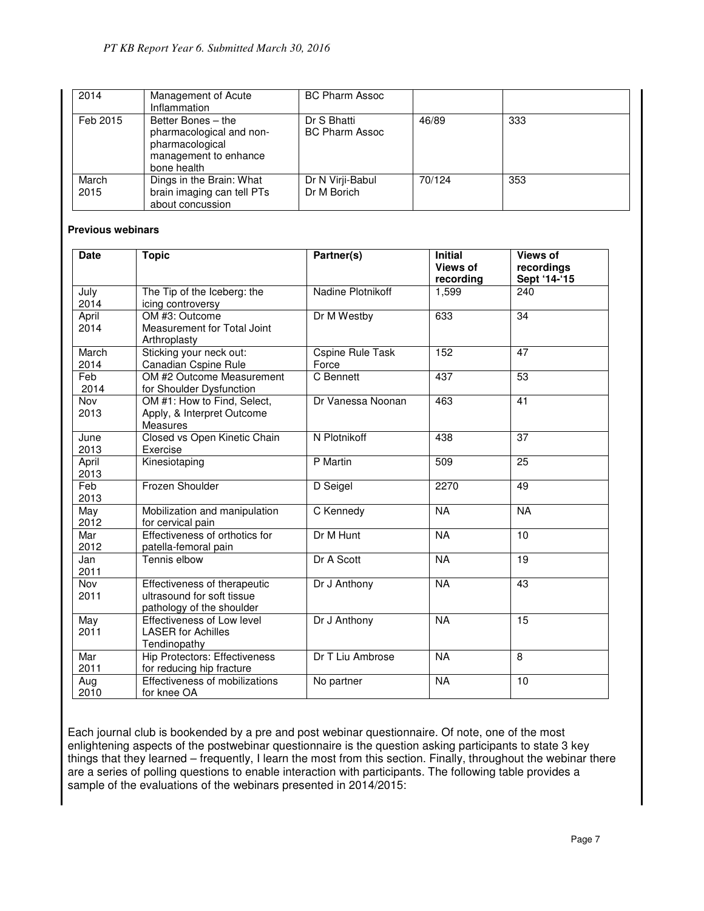| | | | | |
|---|---|---|---|---|
| 2014 | Management of Acute Inflammation | BC Pharm Assoc | | |
| Feb 2015 | Better Bones – the pharmacological and non-pharmacological management to enhance bone health | Dr S Bhatti<br>BC Pharm Assoc | 46/89 | 333 |
| March 2015 | Dings in the Brain: What brain imaging can tell PTs about concussion | Dr N Virji-Babul<br>Dr M Borich | 70/124 | 353 |

**Previous webinars**

| Date | Topic | Partner(s) | Initial Views of recording | Views of recordings Sept '14-'15 |
|---|---|---|---|---|
| July 2014 | The Tip of the Iceberg: the icing controversy | Nadine Plotnikoff | 1,599 | 240 |
| April 2014 | OM #3: Outcome Measurement for Total Joint Arthroplasty | Dr M Westby | 633 | 34 |
| March 2014 | Sticking your neck out: Canadian Cspine Rule | Cspine Rule Task Force | 152 | 47 |
| Feb 2014 | OM #2 Outcome Measurement for Shoulder Dysfunction | C Bennett | 437 | 53 |
| Nov 2013 | OM #1: How to Find, Select, Apply, & Interpret Outcome Measures | Dr Vanessa Noonan | 463 | 41 |
| June 2013 | Closed vs Open Kinetic Chain Exercise | N Plotnikoff | 438 | 37 |
| April 2013 | Kinesiotaping | P Martin | 509 | 25 |
| Feb 2013 | Frozen Shoulder | D Seigel | 2270 | 49 |
| May 2012 | Mobilization and manipulation for cervical pain | C Kennedy | NA | NA |
| Mar 2012 | Effectiveness of orthotics for patella-femoral pain | Dr M Hunt | NA | 10 |
| Jan 2011 | Tennis elbow | Dr A Scott | NA | 19 |
| Nov 2011 | Effectiveness of therapeutic ultrasound for soft tissue pathology of the shoulder | Dr J Anthony | NA | 43 |
| May 2011 | Effectiveness of Low level LASER for Achilles Tendinopathy | Dr J Anthony | NA | 15 |
| Mar 2011 | Hip Protectors: Effectiveness for reducing hip fracture | Dr T Liu Ambrose | NA | 8 |
| Aug 2010 | Effectiveness of mobilizations for knee OA | No partner | NA | 10 |

Each journal club is bookended by a pre and post webinar questionnaire. Of note, one of the most enlightening aspects of the postwebinar questionnaire is the question asking participants to state 3 key things that they learned – frequently, I learn the most from this section. Finally, throughout the webinar there are a series of polling questions to enable interaction with participants. The following table provides a sample of the evaluations of the webinars presented in 2014/2015: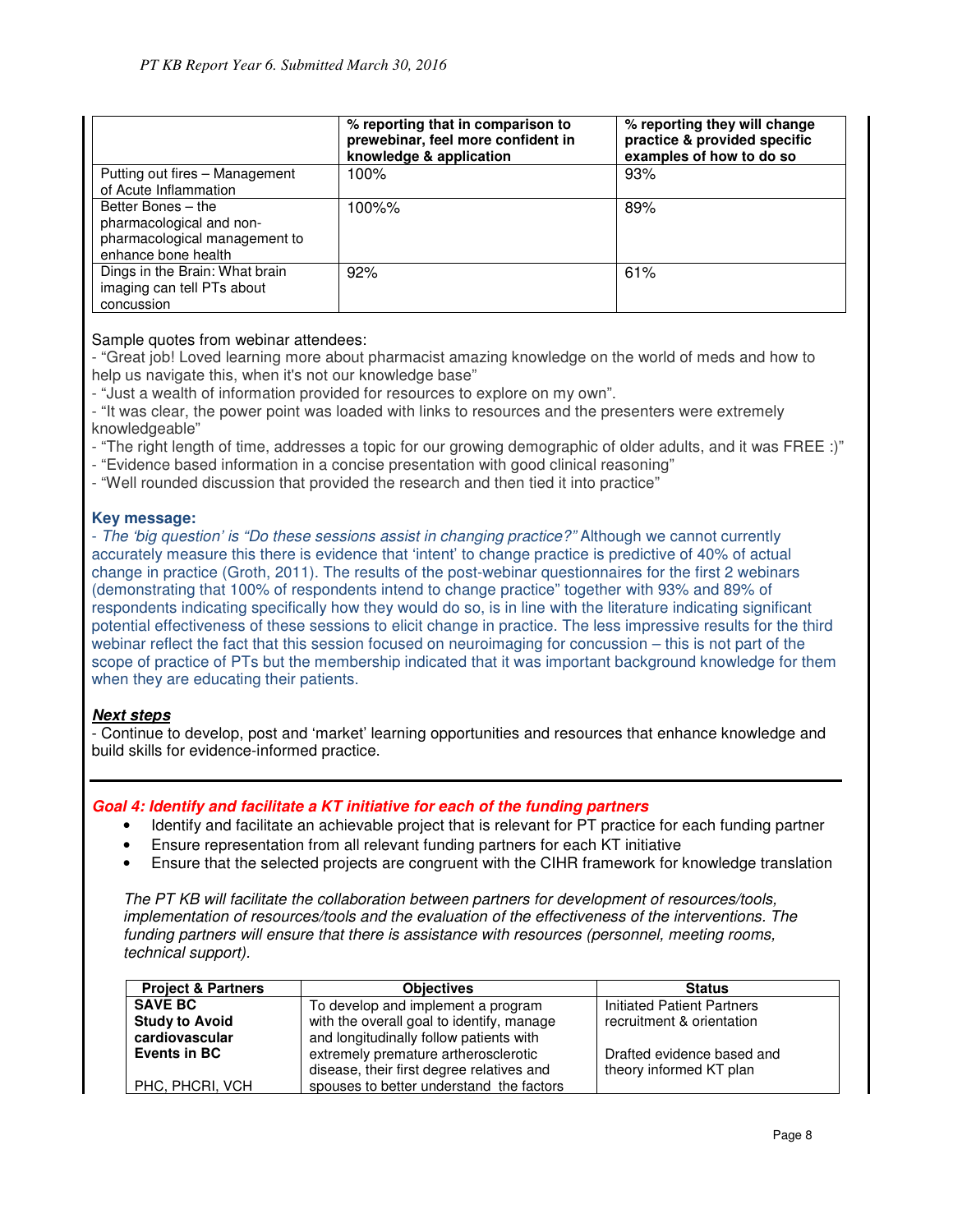|  | % reporting that in comparison to prewebinar, feel more confident in knowledge & application | % reporting they will change practice & provided specific examples of how to do so |
|---|---|---|
| Putting out fires – Management of Acute Inflammation | 100% | 93% |
| Better Bones – the pharmacological and non-pharmacological management to enhance bone health | 100%% | 89% |
| Dings in the Brain: What brain imaging can tell PTs about concussion | 92% | 61% |

Sample quotes from webinar attendees:

- "Great job! Loved learning more about pharmacist amazing knowledge on the world of meds and how to help us navigate this, when it's not our knowledge base"
- "Just a wealth of information provided for resources to explore on my own".
- "It was clear, the power point was loaded with links to resources and the presenters were extremely knowledgeable"
- "The right length of time, addresses a topic for our growing demographic of older adults, and it was FREE :)"
- "Evidence based information in a concise presentation with good clinical reasoning"
- "Well rounded discussion that provided the research and then tied it into practice"

**Key message:**

- *The 'big question' is "Do these sessions assist in changing practice?"* Although we cannot currently accurately measure this there is evidence that 'intent' to change practice is predictive of 40% of actual change in practice (Groth, 2011). The results of the post-webinar questionnaires for the first 2 webinars (demonstrating that 100% of respondents intend to change practice" together with 93% and 89% of respondents indicating specifically how they would do so, is in line with the literature indicating significant potential effectiveness of these sessions to elicit change in practice. The less impressive results for the third webinar reflect the fact that this session focused on neuroimaging for concussion – this is not part of the scope of practice of PTs but the membership indicated that it was important background knowledge for them when they are educating their patients.

***Next steps***

- Continue to develop, post and 'market' learning opportunities and resources that enhance knowledge and build skills for evidence-informed practice.

---

***Goal 4: Identify and facilitate a KT initiative for each of the funding partners***

- Identify and facilitate an achievable project that is relevant for PT practice for each funding partner
- Ensure representation from all relevant funding partners for each KT initiative
- Ensure that the selected projects are congruent with the CIHR framework for knowledge translation

*The PT KB will facilitate the collaboration between partners for development of resources/tools, implementation of resources/tools and the evaluation of the effectiveness of the interventions. The funding partners will ensure that there is assistance with resources (personnel, meeting rooms, technical support).*

| Project & Partners | Objectives | Status |
|---|---|---|
| **SAVE BC Study to Avoid cardiovascular Events in BC**<br><br>PHC, PHCRI, VCH | To develop and implement a program with the overall goal to identify, manage and longitudinally follow patients with extremely premature artherosclerotic disease, their first degree relatives and spouses to better understand the factors | Initiated Patient Partners recruitment & orientation<br><br>Drafted evidence based and theory informed KT plan |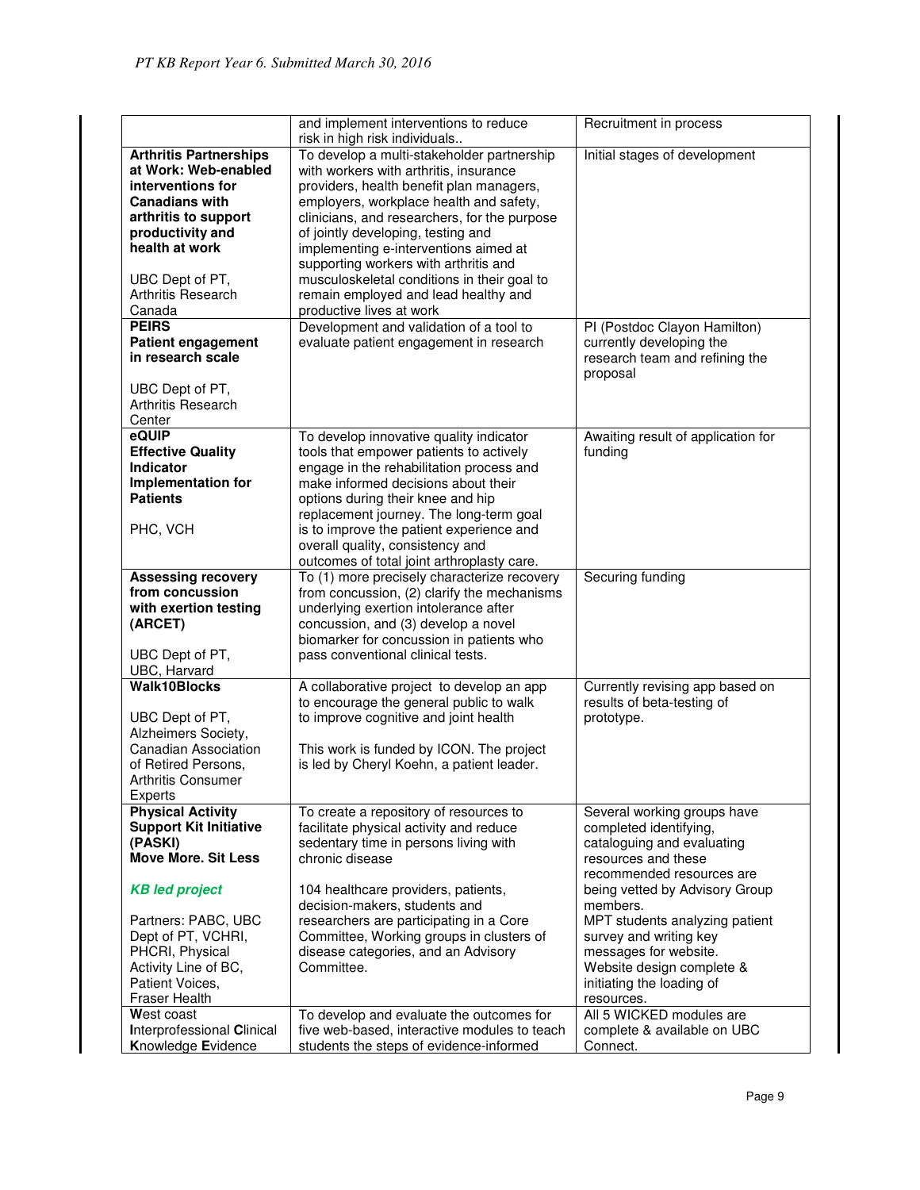| | | |
|---|---|---|
| | and implement interventions to reduce risk in high risk individuals.. | Recruitment in process |
| **Arthritis Partnerships at Work: Web-enabled interventions for Canadians with arthritis to support productivity and health at work**<br><br>UBC Dept of PT, Arthritis Research Canada | To develop a multi-stakeholder partnership with workers with arthritis, insurance providers, health benefit plan managers, employers, workplace health and safety, clinicians, and researchers, for the purpose of jointly developing, testing and implementing e-interventions aimed at supporting workers with arthritis and musculoskeletal conditions in their goal to remain employed and lead healthy and productive lives at work | Initial stages of development |
| **PEIRS**<br>**Patient engagement in research scale**<br><br>UBC Dept of PT, Arthritis Research Center | Development and validation of a tool to evaluate patient engagement in research | PI (Postdoc Clayon Hamilton) currently developing the research team and refining the proposal |
| **eQUIP**<br>**Effective Quality Indicator Implementation for Patients**<br><br>PHC, VCH | To develop innovative quality indicator tools that empower patients to actively engage in the rehabilitation process and make informed decisions about their options during their knee and hip replacement journey. The long-term goal is to improve the patient experience and overall quality, consistency and outcomes of total joint arthroplasty care. | Awaiting result of application for funding |
| **Assessing recovery from concussion with exertion testing (ARCET)**<br><br>UBC Dept of PT, UBC, Harvard | To (1) more precisely characterize recovery from concussion, (2) clarify the mechanisms underlying exertion intolerance after concussion, and (3) develop a novel biomarker for concussion in patients who pass conventional clinical tests. | Securing funding |
| **Walk10Blocks**<br><br>UBC Dept of PT, Alzheimers Society, Canadian Association of Retired Persons, Arthritis Consumer Experts | A collaborative project to develop an app to encourage the general public to walk to improve cognitive and joint health<br><br>This work is funded by ICON. The project is led by Cheryl Koehn, a patient leader. | Currently revising app based on results of beta-testing of prototype. |
| **Physical Activity Support Kit Initiative (PASKI)**<br>**Move More. Sit Less**<br><br>***KB led project***<br><br>Partners: PABC, UBC Dept of PT, VCHRI, PHCRI, Physical Activity Line of BC, Patient Voices, Fraser Health | To create a repository of resources to facilitate physical activity and reduce sedentary time in persons living with chronic disease<br><br>104 healthcare providers, patients, decision-makers, students and researchers are participating in a Core Committee, Working groups in clusters of disease categories, and an Advisory Committee. | Several working groups have completed identifying, cataloguing and evaluating resources and these recommended resources are being vetted by Advisory Group members.<br>MPT students analyzing patient survey and writing key messages for website.<br>Website design complete & initiating the loading of resources. |
| **W**est coast **I**nterprofessional **C**linical **K**nowledge **E**vidence | To develop and evaluate the outcomes for five web-based, interactive modules to teach students the steps of evidence-informed | All 5 WICKED modules are complete & available on UBC Connect. |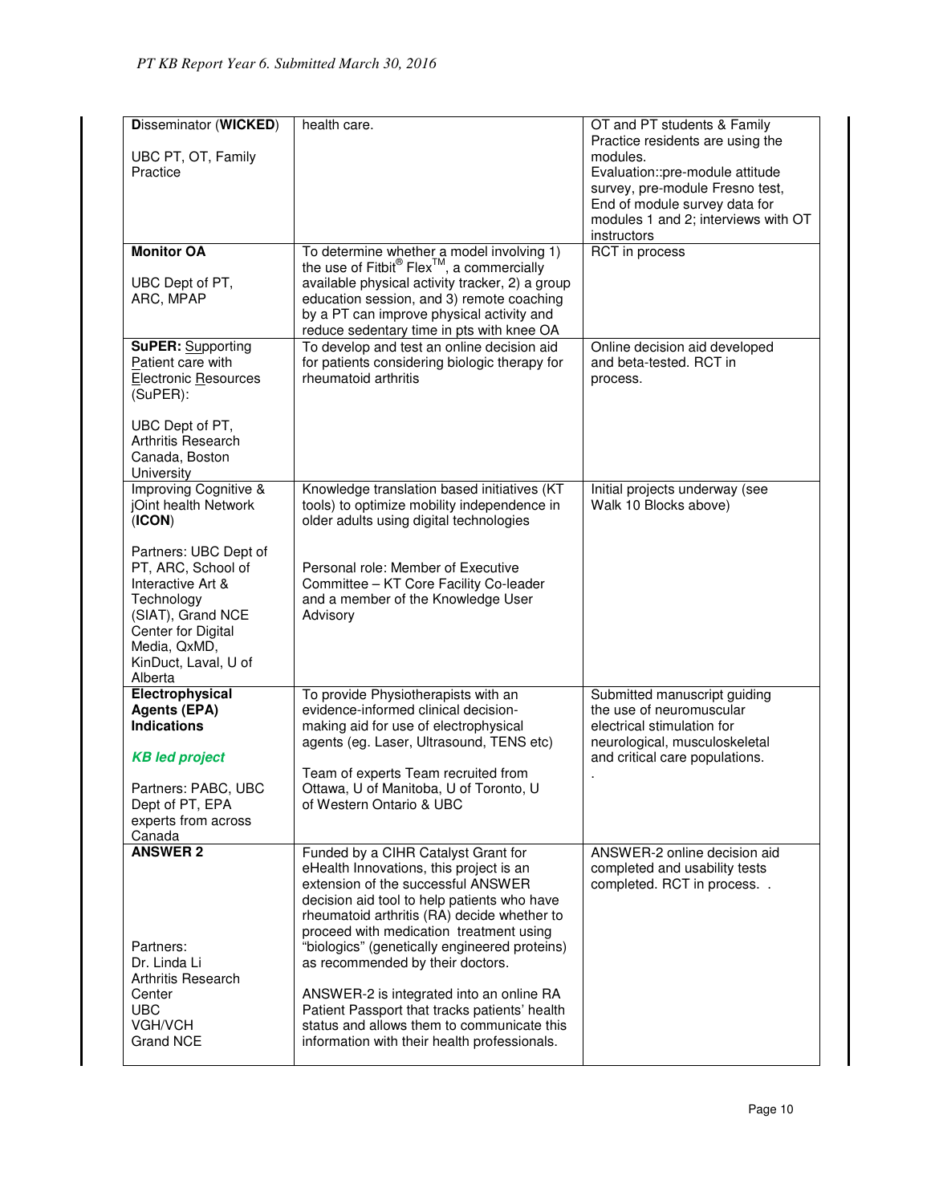| | | |
|---|---|---|
| **D**isseminator (**WICKED**)<br><br>UBC PT, OT, Family Practice | health care. | OT and PT students & Family Practice residents are using the modules.<br>Evaluation::pre-module attitude survey, pre-module Fresno test, End of module survey data for modules 1 and 2; interviews with OT instructors |
| **Monitor OA**<br><br>UBC Dept of PT, ARC, MPAP | To determine whether a model involving 1) the use of Fitbit® Flex™, a commercially available physical activity tracker, 2) a group education session, and 3) remote coaching by a PT can improve physical activity and reduce sedentary time in pts with knee OA | RCT in process |
| **SuPER:** Supporting Patient care with Electronic Resources (SuPER):<br><br>UBC Dept of PT, Arthritis Research Canada, Boston University | To develop and test an online decision aid for patients considering biologic therapy for rheumatoid arthritis | Online decision aid developed and beta-tested. RCT in process. |
| Improving Cognitive & jOint health Network (**ICON**)<br><br>Partners: UBC Dept of PT, ARC, School of Interactive Art & Technology (SIAT), Grand NCE Center for Digital Media, QxMD, KinDuct, Laval, U of Alberta | Knowledge translation based initiatives (KT tools) to optimize mobility independence in older adults using digital technologies<br><br>Personal role: Member of Executive Committee – KT Core Facility Co-leader and a member of the Knowledge User Advisory | Initial projects underway (see Walk 10 Blocks above) |
| **Electrophysical Agents (EPA) Indications**<br><br>***KB led project***<br><br>Partners: PABC, UBC Dept of PT, EPA experts from across Canada | To provide Physiotherapists with an evidence-informed clinical decision-making aid for use of electrophysical agents (eg. Laser, Ultrasound, TENS etc)<br><br>Team of experts Team recruited from Ottawa, U of Manitoba, U of Toronto, U of Western Ontario & UBC | Submitted manuscript guiding the use of neuromuscular electrical stimulation for neurological, musculoskeletal and critical care populations.<br>. |
| **ANSWER 2**<br><br>Partners:<br>Dr. Linda Li<br>Arthritis Research Center<br>UBC<br>VGH/VCH<br>Grand NCE | Funded by a CIHR Catalyst Grant for eHealth Innovations, this project is an extension of the successful ANSWER decision aid tool to help patients who have rheumatoid arthritis (RA) decide whether to proceed with medication treatment using "biologics" (genetically engineered proteins) as recommended by their doctors.<br><br>ANSWER-2 is integrated into an online RA Patient Passport that tracks patients' health status and allows them to communicate this information with their health professionals. | ANSWER-2 online decision aid completed and usability tests completed. RCT in process. . |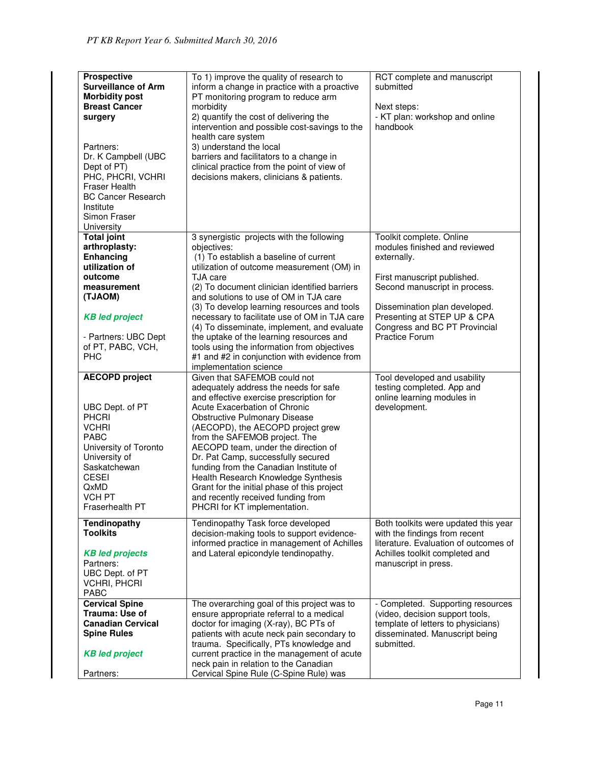| | | |
|---|---|---|
| **Prospective Surveillance of Arm Morbidity post Breast Cancer surgery**<br><br>Partners:<br>Dr. K Campbell (UBC Dept of PT)<br>PHC, PHCRI, VCHRI<br>Fraser Health<br>BC Cancer Research Institute<br>Simon Fraser University | To 1) improve the quality of research to inform a change in practice with a proactive PT monitoring program to reduce arm morbidity<br>2) quantify the cost of delivering the intervention and possible cost-savings to the health care system<br>3) understand the local barriers and facilitators to a change in clinical practice from the point of view of decisions makers, clinicians & patients. | RCT complete and manuscript submitted<br><br>Next steps:<br>- KT plan: workshop and online handbook |
| **Total joint arthroplasty: Enhancing utilization of outcome measurement (TJAOM)**<br><br>***KB led project***<br><br>- Partners: UBC Dept of PT, PABC, VCH, PHC | 3 synergistic projects with the following objectives:<br>(1) To establish a baseline of current utilization of outcome measurement (OM) in TJA care<br>(2) To document clinician identified barriers and solutions to use of OM in TJA care<br>(3) To develop learning resources and tools necessary to facilitate use of OM in TJA care<br>(4) To disseminate, implement, and evaluate the uptake of the learning resources and tools using the information from objectives #1 and #2 in conjunction with evidence from implementation science | Toolkit complete. Online modules finished and reviewed externally.<br><br>First manuscript published. Second manuscript in process.<br><br>Dissemination plan developed. Presenting at STEP UP & CPA Congress and BC PT Provincial Practice Forum |
| **AECOPD project**<br><br>UBC Dept. of PT<br>PHCRI<br>VCHRI<br>PABC<br>University of Toronto<br>University of Saskatchewan<br>CESEI<br>QxMD<br>VCH PT<br>Fraserhealth PT | Given that SAFEMOB could not adequately address the needs for safe and effective exercise prescription for Acute Exacerbation of Chronic Obstructive Pulmonary Disease (AECOPD), the AECOPD project grew from the SAFEMOB project. The AECOPD team, under the direction of Dr. Pat Camp, successfully secured funding from the Canadian Institute of Health Research Knowledge Synthesis Grant for the initial phase of this project and recently received funding from PHCRI for KT implementation. | Tool developed and usability testing completed. App and online learning modules in development. |
| **Tendinopathy Toolkits**<br><br>***KB led projects***<br>Partners:<br>UBC Dept. of PT<br>VCHRI, PHCRI<br>PABC | Tendinopathy Task force developed decision-making tools to support evidence-informed practice in management of Achilles and Lateral epicondyle tendinopathy. | Both toolkits were updated this year with the findings from recent literature. Evaluation of outcomes of Achilles toolkit completed and manuscript in press. |
| **Cervical Spine Trauma: Use of Canadian Cervical Spine Rules**<br><br>***KB led project***<br><br>Partners: | The overarching goal of this project was to ensure appropriate referral to a medical doctor for imaging (X-ray), BC PTs of patients with acute neck pain secondary to trauma. Specifically, PTs knowledge and current practice in the management of acute neck pain in relation to the Canadian Cervical Spine Rule (C-Spine Rule) was | - Completed. Supporting resources (video, decision support tools, template of letters to physicians) disseminated. Manuscript being submitted. |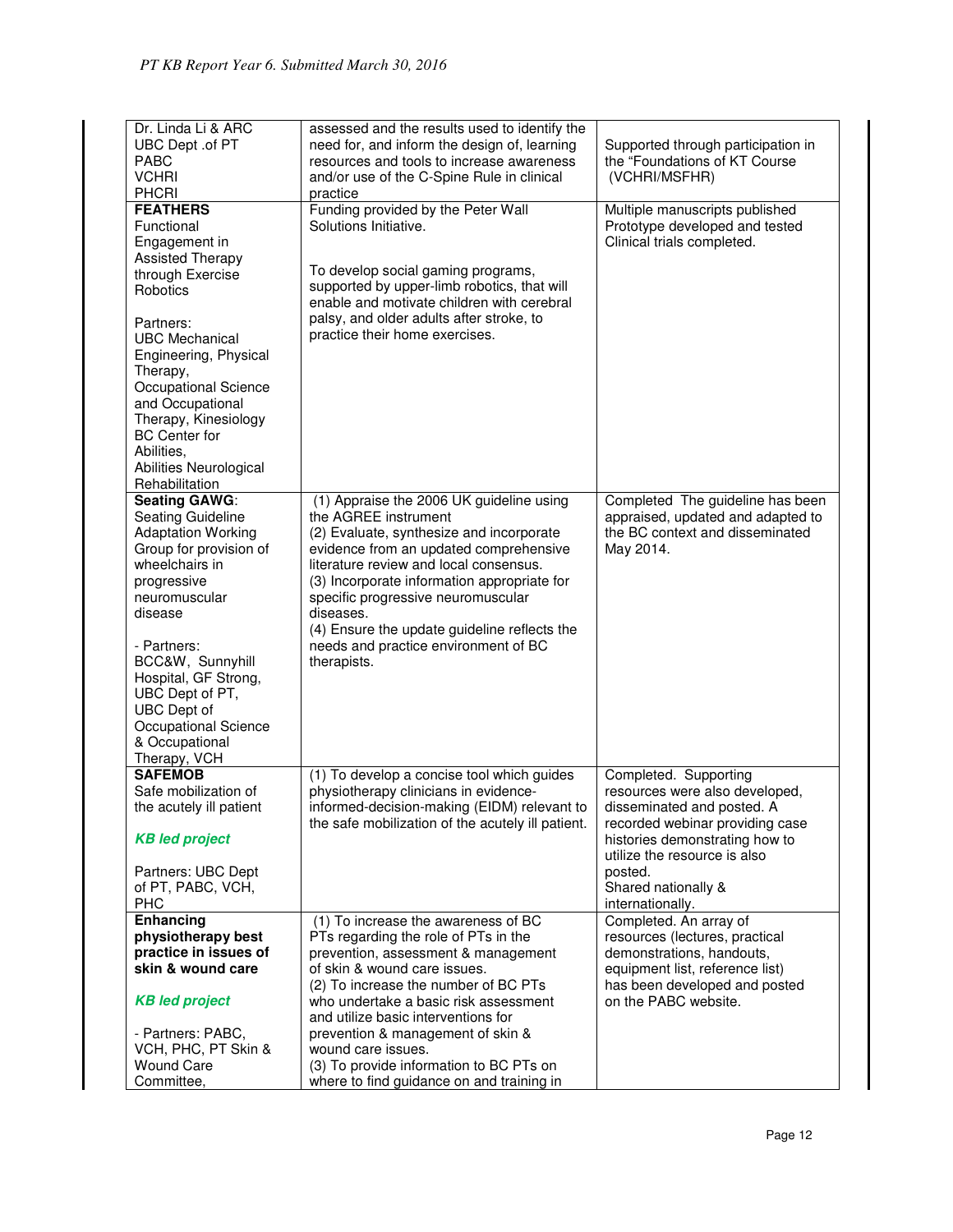| | | |
|---|---|---|
| Dr. Linda Li & ARC<br>UBC Dept .of PT<br>PABC<br>VCHRI<br>PHCRI | assessed and the results used to identify the need for, and inform the design of, learning resources and tools to increase awareness and/or use of the C-Spine Rule in clinical practice | Supported through participation in the "Foundations of KT Course (VCHRI/MSFHR) |
| **FEATHERS**<br>Functional Engagement in Assisted Therapy through Exercise Robotics<br><br>Partners:<br>UBC Mechanical Engineering, Physical Therapy, Occupational Science and Occupational Therapy, Kinesiology<br>BC Center for Abilities,<br>Abilities Neurological Rehabilitation | Funding provided by the Peter Wall Solutions Initiative.<br><br>To develop social gaming programs, supported by upper-limb robotics, that will enable and motivate children with cerebral palsy, and older adults after stroke, to practice their home exercises. | Multiple manuscripts published<br>Prototype developed and tested<br>Clinical trials completed. |
| **Seating GAWG**:<br>Seating Guideline Adaptation Working Group for provision of wheelchairs in progressive neuromuscular disease<br><br>- Partners:<br>BCC&W, Sunnyhill Hospital, GF Strong, UBC Dept of PT, UBC Dept of Occupational Science & Occupational Therapy, VCH | (1) Appraise the 2006 UK guideline using the AGREE instrument<br>(2) Evaluate, synthesize and incorporate evidence from an updated comprehensive literature review and local consensus.<br>(3) Incorporate information appropriate for specific progressive neuromuscular diseases.<br>(4) Ensure the update guideline reflects the needs and practice environment of BC therapists. | Completed The guideline has been appraised, updated and adapted to the BC context and disseminated May 2014. |
| **SAFEMOB**<br>Safe mobilization of the acutely ill patient<br><br>***KB led project***<br><br>Partners: UBC Dept of PT, PABC, VCH, PHC | (1) To develop a concise tool which guides physiotherapy clinicians in evidence-informed-decision-making (EIDM) relevant to the safe mobilization of the acutely ill patient. | Completed. Supporting resources were also developed, disseminated and posted. A recorded webinar providing case histories demonstrating how to utilize the resource is also posted.<br>Shared nationally & internationally. |
| **Enhancing physiotherapy best practice in issues of skin & wound care**<br><br>***KB led project***<br><br>- Partners: PABC, VCH, PHC, PT Skin & Wound Care Committee, | (1) To increase the awareness of BC PTs regarding the role of PTs in the prevention, assessment & management of skin & wound care issues.<br>(2) To increase the number of BC PTs who undertake a basic risk assessment and utilize basic interventions for prevention & management of skin & wound care issues.<br>(3) To provide information to BC PTs on where to find guidance on and training in | Completed. An array of resources (lectures, practical demonstrations, handouts, equipment list, reference list) has been developed and posted on the PABC website. |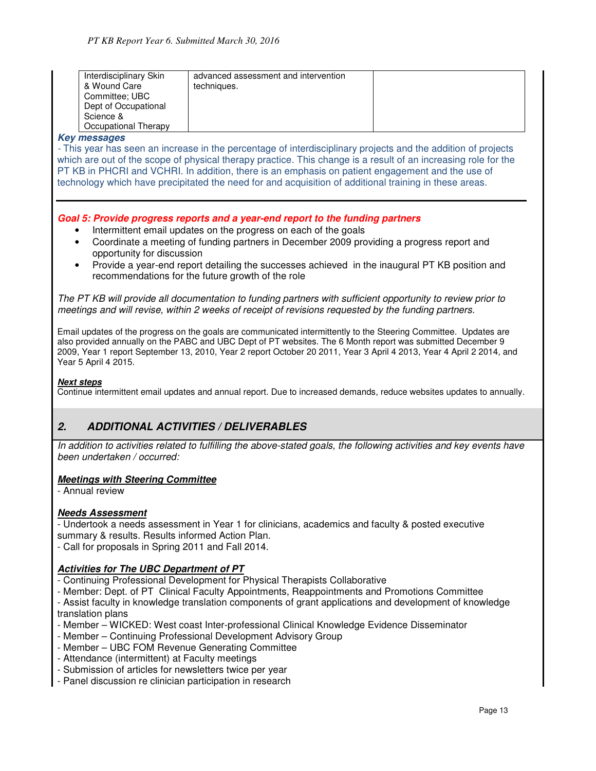| Interdisciplinary Skin & Wound Care Committee; UBC Dept of Occupational Science & Occupational Therapy | advanced assessment and intervention techniques. | |
|---|---|---|

***Key messages***

- This year has seen an increase in the percentage of interdisciplinary projects and the addition of projects which are out of the scope of physical therapy practice. This change is a result of an increasing role for the PT KB in PHCRI and VCHRI. In addition, there is an emphasis on patient engagement and the use of technology which have precipitated the need for and acquisition of additional training in these areas.

***Goal 5: Provide progress reports and a year-end report to the funding partners***

- Intermittent email updates on the progress on each of the goals
- Coordinate a meeting of funding partners in December 2009 providing a progress report and opportunity for discussion
- Provide a year-end report detailing the successes achieved in the inaugural PT KB position and recommendations for the future growth of the role

*The PT KB will provide all documentation to funding partners with sufficient opportunity to review prior to meetings and will revise, within 2 weeks of receipt of revisions requested by the funding partners.*

Email updates of the progress on the goals are communicated intermittently to the Steering Committee. Updates are also provided annually on the PABC and UBC Dept of PT websites. The 6 Month report was submitted December 9 2009, Year 1 report September 13, 2010, Year 2 report October 20 2011, Year 3 April 4 2013, Year 4 April 2 2014, and Year 5 April 4 2015.

***Next steps***

Continue intermittent email updates and annual report. Due to increased demands, reduce websites updates to annually.

## 2. ADDITIONAL ACTIVITIES / DELIVERABLES

*In addition to activities related to fulfilling the above-stated goals, the following activities and key events have been undertaken / occurred:*

***Meetings with Steering Committee***

- Annual review

***Needs Assessment***

- Undertook a needs assessment in Year 1 for clinicians, academics and faculty & posted executive summary & results. Results informed Action Plan.
- Call for proposals in Spring 2011 and Fall 2014.

***Activities for The UBC Department of PT***

- Continuing Professional Development for Physical Therapists Collaborative
- Member: Dept. of PT Clinical Faculty Appointments, Reappointments and Promotions Committee
- Assist faculty in knowledge translation components of grant applications and development of knowledge translation plans
- Member – WICKED: West coast Inter-professional Clinical Knowledge Evidence Disseminator
- Member – Continuing Professional Development Advisory Group
- Member – UBC FOM Revenue Generating Committee
- Attendance (intermittent) at Faculty meetings
- Submission of articles for newsletters twice per year
- Panel discussion re clinician participation in research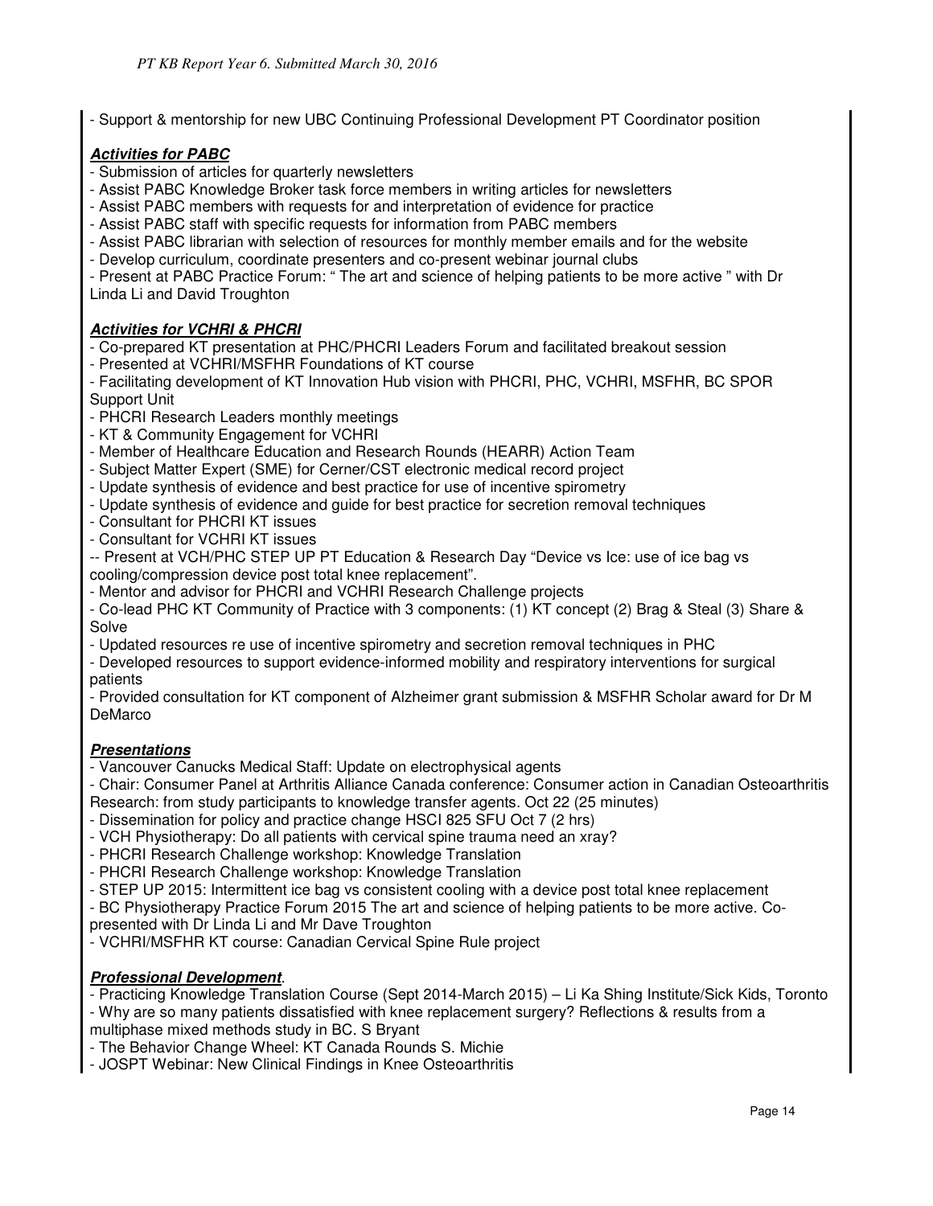- Support & mentorship for new UBC Continuing Professional Development PT Coordinator position

***Activities for PABC***

- Submission of articles for quarterly newsletters
- Assist PABC Knowledge Broker task force members in writing articles for newsletters
- Assist PABC members with requests for and interpretation of evidence for practice
- Assist PABC staff with specific requests for information from PABC members
- Assist PABC librarian with selection of resources for monthly member emails and for the website
- Develop curriculum, coordinate presenters and co-present webinar journal clubs
- Present at PABC Practice Forum: " The art and science of helping patients to be more active " with Dr Linda Li and David Troughton

***Activities for VCHRI & PHCRI***

- Co-prepared KT presentation at PHC/PHCRI Leaders Forum and facilitated breakout session
- Presented at VCHRI/MSFHR Foundations of KT course
- Facilitating development of KT Innovation Hub vision with PHCRI, PHC, VCHRI, MSFHR, BC SPOR Support Unit
- PHCRI Research Leaders monthly meetings
- KT & Community Engagement for VCHRI
- Member of Healthcare Education and Research Rounds (HEARR) Action Team
- Subject Matter Expert (SME) for Cerner/CST electronic medical record project
- Update synthesis of evidence and best practice for use of incentive spirometry
- Update synthesis of evidence and guide for best practice for secretion removal techniques
- Consultant for PHCRI KT issues
- Consultant for VCHRI KT issues
- -- Present at VCH/PHC STEP UP PT Education & Research Day "Device vs Ice: use of ice bag vs cooling/compression device post total knee replacement".
- Mentor and advisor for PHCRI and VCHRI Research Challenge projects
- Co-lead PHC KT Community of Practice with 3 components: (1) KT concept (2) Brag & Steal (3) Share & Solve
- Updated resources re use of incentive spirometry and secretion removal techniques in PHC
- Developed resources to support evidence-informed mobility and respiratory interventions for surgical patients
- Provided consultation for KT component of Alzheimer grant submission & MSFHR Scholar award for Dr M DeMarco

***Presentations***

- Vancouver Canucks Medical Staff: Update on electrophysical agents
- Chair: Consumer Panel at Arthritis Alliance Canada conference: Consumer action in Canadian Osteoarthritis Research: from study participants to knowledge transfer agents. Oct 22 (25 minutes)
- Dissemination for policy and practice change HSCI 825 SFU Oct 7 (2 hrs)
- VCH Physiotherapy: Do all patients with cervical spine trauma need an xray?
- PHCRI Research Challenge workshop: Knowledge Translation
- PHCRI Research Challenge workshop: Knowledge Translation
- STEP UP 2015: Intermittent ice bag vs consistent cooling with a device post total knee replacement
- BC Physiotherapy Practice Forum 2015 The art and science of helping patients to be more active. Co-presented with Dr Linda Li and Mr Dave Troughton
- VCHRI/MSFHR KT course: Canadian Cervical Spine Rule project

***Professional Development***.

- Practicing Knowledge Translation Course (Sept 2014-March 2015) – Li Ka Shing Institute/Sick Kids, Toronto
- Why are so many patients dissatisfied with knee replacement surgery? Reflections & results from a multiphase mixed methods study in BC. S Bryant
- The Behavior Change Wheel: KT Canada Rounds S. Michie
- JOSPT Webinar: New Clinical Findings in Knee Osteoarthritis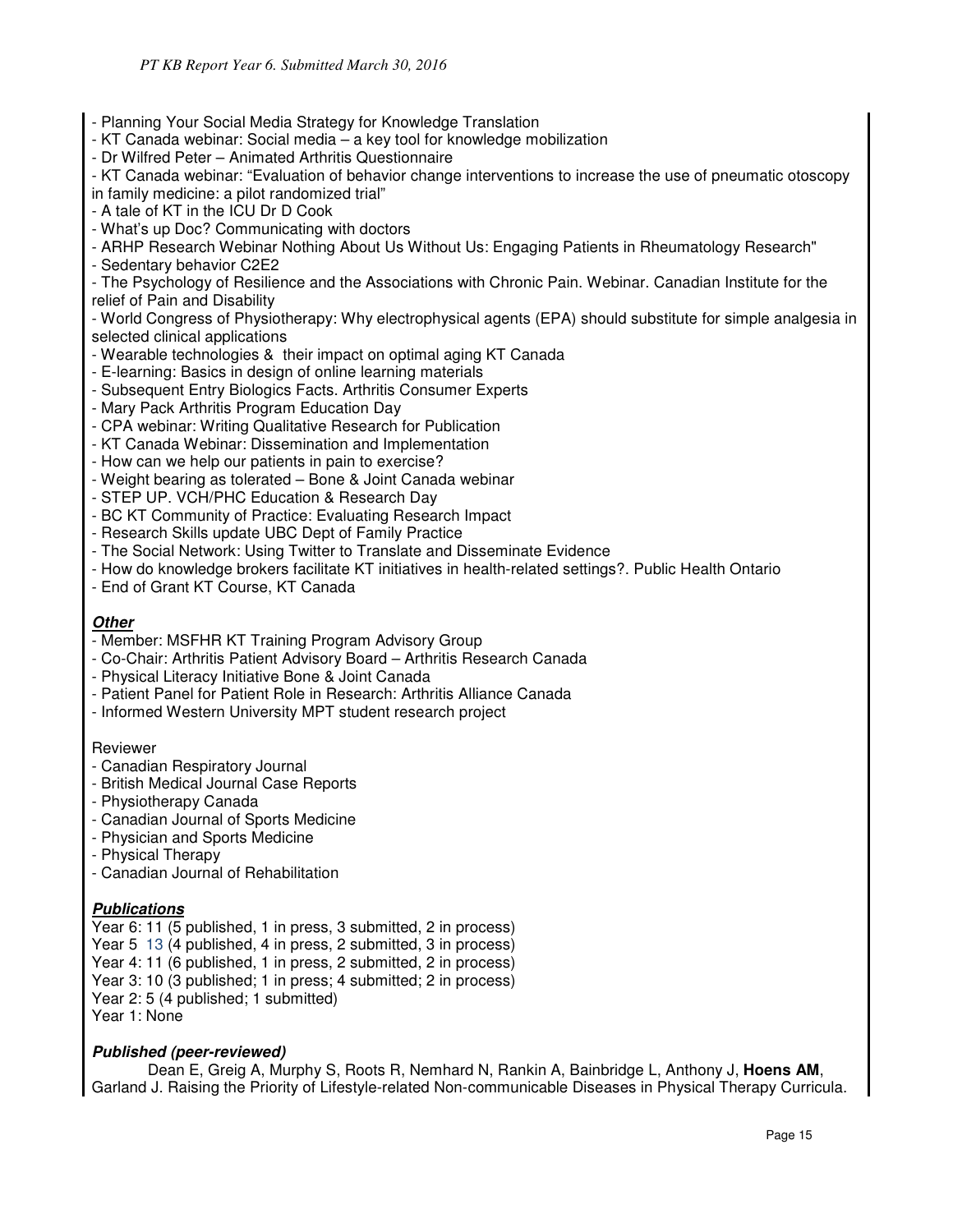- Planning Your Social Media Strategy for Knowledge Translation
- KT Canada webinar: Social media – a key tool for knowledge mobilization
- Dr Wilfred Peter – Animated Arthritis Questionnaire
- KT Canada webinar: "Evaluation of behavior change interventions to increase the use of pneumatic otoscopy in family medicine: a pilot randomized trial"
- A tale of KT in the ICU Dr D Cook
- What's up Doc? Communicating with doctors
- ARHP Research Webinar Nothing About Us Without Us: Engaging Patients in Rheumatology Research"
- Sedentary behavior C2E2
- The Psychology of Resilience and the Associations with Chronic Pain. Webinar. Canadian Institute for the relief of Pain and Disability
- World Congress of Physiotherapy: Why electrophysical agents (EPA) should substitute for simple analgesia in selected clinical applications
- Wearable technologies & their impact on optimal aging KT Canada
- E-learning: Basics in design of online learning materials
- Subsequent Entry Biologics Facts. Arthritis Consumer Experts
- Mary Pack Arthritis Program Education Day
- CPA webinar: Writing Qualitative Research for Publication
- KT Canada Webinar: Dissemination and Implementation
- How can we help our patients in pain to exercise?
- Weight bearing as tolerated – Bone & Joint Canada webinar
- STEP UP. VCH/PHC Education & Research Day
- BC KT Community of Practice: Evaluating Research Impact
- Research Skills update UBC Dept of Family Practice
- The Social Network: Using Twitter to Translate and Disseminate Evidence
- How do knowledge brokers facilitate KT initiatives in health-related settings?. Public Health Ontario
- End of Grant KT Course, KT Canada

***Other***

- Member: MSFHR KT Training Program Advisory Group
- Co-Chair: Arthritis Patient Advisory Board – Arthritis Research Canada
- Physical Literacy Initiative Bone & Joint Canada
- Patient Panel for Patient Role in Research: Arthritis Alliance Canada
- Informed Western University MPT student research project

Reviewer

- Canadian Respiratory Journal
- British Medical Journal Case Reports
- Physiotherapy Canada
- Canadian Journal of Sports Medicine
- Physician and Sports Medicine
- Physical Therapy
- Canadian Journal of Rehabilitation

***Publications***

Year 6: 11 (5 published, 1 in press, 3 submitted, 2 in process)
Year 5 13 (4 published, 4 in press, 2 submitted, 3 in process)
Year 4: 11 (6 published, 1 in press, 2 submitted, 2 in process)
Year 3: 10 (3 published; 1 in press; 4 submitted; 2 in process)
Year 2: 5 (4 published; 1 submitted)
Year 1: None

***Published (peer-reviewed)***

Dean E, Greig A, Murphy S, Roots R, Nemhard N, Rankin A, Bainbridge L, Anthony J, **Hoens AM**, Garland J. Raising the Priority of Lifestyle-related Non-communicable Diseases in Physical Therapy Curricula.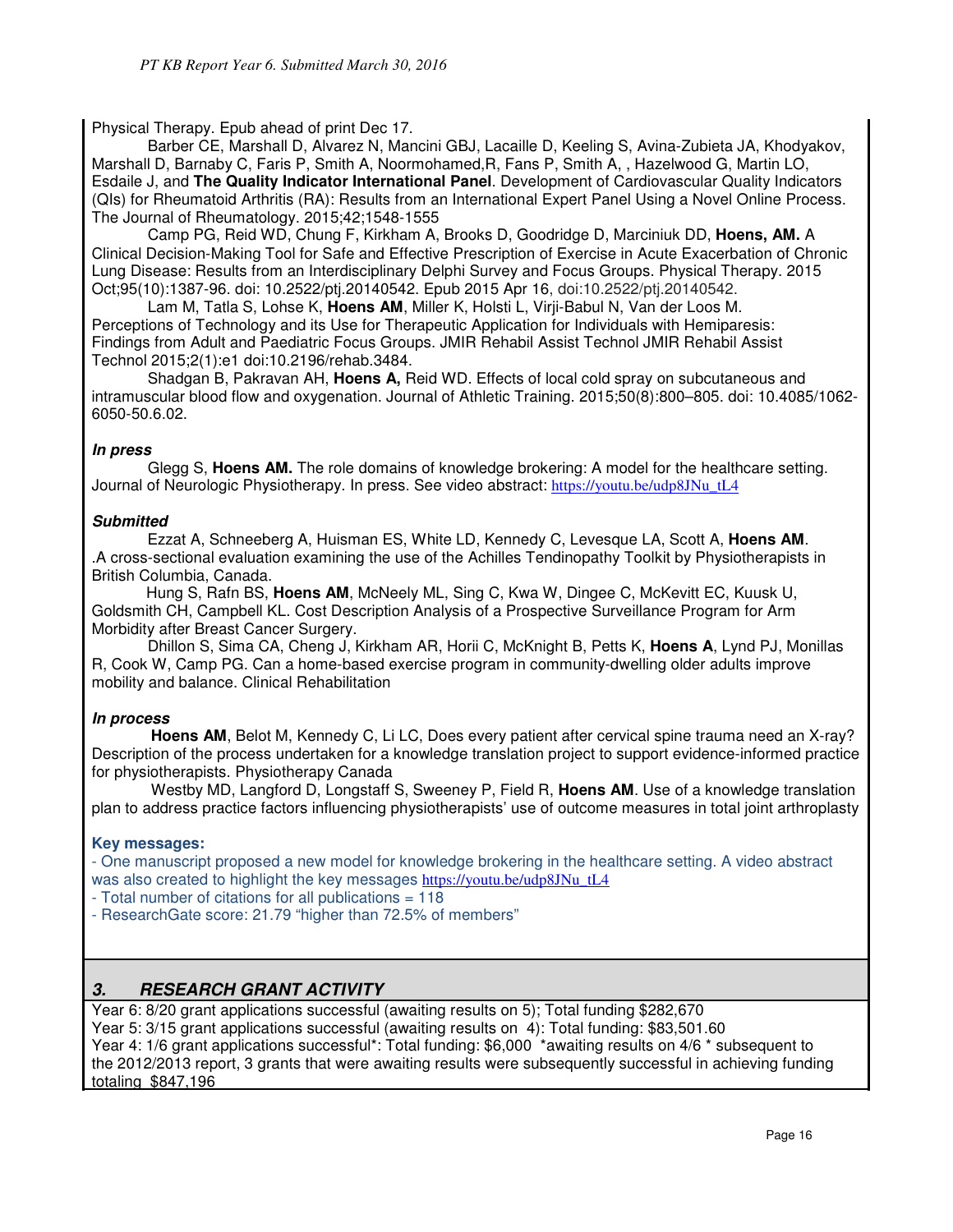Physical Therapy. Epub ahead of print Dec 17.

Barber CE, Marshall D, Alvarez N, Mancini GBJ, Lacaille D, Keeling S, Avina-Zubieta JA, Khodyakov, Marshall D, Barnaby C, Faris P, Smith A, Noormohamed,R, Fans P, Smith A, , Hazelwood G, Martin LO, Esdaile J, and **The Quality Indicator International Panel**. Development of Cardiovascular Quality Indicators (QIs) for Rheumatoid Arthritis (RA): Results from an International Expert Panel Using a Novel Online Process. The Journal of Rheumatology. 2015;42;1548-1555

Camp PG, Reid WD, Chung F, Kirkham A, Brooks D, Goodridge D, Marciniuk DD, **Hoens, AM.** A Clinical Decision-Making Tool for Safe and Effective Prescription of Exercise in Acute Exacerbation of Chronic Lung Disease: Results from an Interdisciplinary Delphi Survey and Focus Groups. Physical Therapy. 2015 Oct;95(10):1387-96. doi: 10.2522/ptj.20140542. Epub 2015 Apr 16, doi:10.2522/ptj.20140542.

Lam M, Tatla S, Lohse K, **Hoens AM**, Miller K, Holsti L, Virji-Babul N, Van der Loos M. Perceptions of Technology and its Use for Therapeutic Application for Individuals with Hemiparesis: Findings from Adult and Paediatric Focus Groups. JMIR Rehabil Assist Technol JMIR Rehabil Assist Technol 2015;2(1):e1 doi:10.2196/rehab.3484.

Shadgan B, Pakravan AH, **Hoens A,** Reid WD. Effects of local cold spray on subcutaneous and intramuscular blood flow and oxygenation. Journal of Athletic Training. 2015;50(8):800–805. doi: 10.4085/1062-6050-50.6.02.

***In press***

Glegg S, **Hoens AM.** The role domains of knowledge brokering: A model for the healthcare setting. Journal of Neurologic Physiotherapy. In press. See video abstract: https://youtu.be/udp8JNu_tL4

***Submitted***

Ezzat A, Schneeberg A, Huisman ES, White LD, Kennedy C, Levesque LA, Scott A, **Hoens AM**. .A cross-sectional evaluation examining the use of the Achilles Tendinopathy Toolkit by Physiotherapists in British Columbia, Canada.

Hung S, Rafn BS, **Hoens AM**, McNeely ML, Sing C, Kwa W, Dingee C, McKevitt EC, Kuusk U, Goldsmith CH, Campbell KL. Cost Description Analysis of a Prospective Surveillance Program for Arm Morbidity after Breast Cancer Surgery.

Dhillon S, Sima CA, Cheng J, Kirkham AR, Horii C, McKnight B, Petts K, **Hoens A**, Lynd PJ, Monillas R, Cook W, Camp PG. Can a home-based exercise program in community-dwelling older adults improve mobility and balance. Clinical Rehabilitation

***In process***

**Hoens AM**, Belot M, Kennedy C, Li LC, Does every patient after cervical spine trauma need an X-ray? Description of the process undertaken for a knowledge translation project to support evidence-informed practice for physiotherapists. Physiotherapy Canada

Westby MD, Langford D, Longstaff S, Sweeney P, Field R, **Hoens AM**. Use of a knowledge translation plan to address practice factors influencing physiotherapists' use of outcome measures in total joint arthroplasty

**Key messages:**

- One manuscript proposed a new model for knowledge brokering in the healthcare setting. A video abstract was also created to highlight the key messages https://youtu.be/udp8JNu_tL4
- Total number of citations for all publications = 118
- ResearchGate score: 21.79 "higher than 72.5% of members"

## 3. RESEARCH GRANT ACTIVITY

Year 6: 8/20 grant applications successful (awaiting results on 5); Total funding $282,670
Year 5: 3/15 grant applications successful (awaiting results on 4): Total funding: $83,501.60
Year 4: 1/6 grant applications successful*: Total funding: $6,000 *awaiting results on 4/6 * subsequent to the 2012/2013 report, 3 grants that were awaiting results were subsequently successful in achieving funding totaling $847,196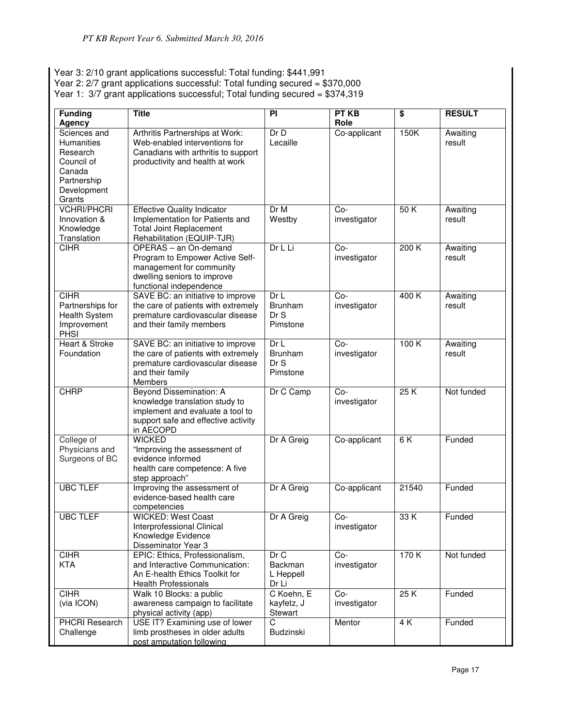Year 3: 2/10 grant applications successful: Total funding: $441,991
Year 2: 2/7 grant applications successful: Total funding secured = $370,000
Year 1: 3/7 grant applications successful; Total funding secured = $374,319

| Funding Agency | Title | PI | PT KB Role | $ | RESULT |
|---|---|---|---|---|---|
| Sciences and Humanities Research Council of Canada Partnership Development Grants | Arthritis Partnerships at Work: Web-enabled interventions for Canadians with arthritis to support productivity and health at work | Dr D Lecaille | Co-applicant | 150K | Awaiting result |
| VCHRI/PHCRI Innovation & Knowledge Translation | Effective Quality Indicator Implementation for Patients and Total Joint Replacement Rehabilitation (EQUIP-TJR) | Dr M Westby | Co-investigator | 50 K | Awaiting result |
| CIHR | OPERAS – an On-demand Program to Empower Active Self-management for community dwelling seniors to improve functional independence | Dr L Li | Co-investigator | 200 K | Awaiting result |
| CIHR Partnerships for Health System Improvement PHSI | SAVE BC: an initiative to improve the care of patients with extremely premature cardiovascular disease and their family members | Dr L Brunham Dr S Pimstone | Co-investigator | 400 K | Awaiting result |
| Heart & Stroke Foundation | SAVE BC: an initiative to improve the care of patients with extremely premature cardiovascular disease and their family Members | Dr L Brunham Dr S Pimstone | Co-investigator | 100 K | Awaiting result |
| CHRP | Beyond Dissemination: A knowledge translation study to implement and evaluate a tool to support safe and effective activity in AECOPD | Dr C Camp | Co-investigator | 25 K | Not funded |
| College of Physicians and Surgeons of BC | WICKED "Improving the assessment of evidence informed health care competence: A five step approach" | Dr A Greig | Co-applicant | 6 K | Funded |
| UBC TLEF | Improving the assessment of evidence-based health care competencies | Dr A Greig | Co-applicant | 21540 | Funded |
| UBC TLEF | WICKED: West Coast Interprofessional Clinical Knowledge Evidence Disseminator Year 3 | Dr A Greig | Co-investigator | 33 K | Funded |
| CIHR KTA | EPIC: Ethics, Professionalism, and Interactive Communication: An E-health Ethics Toolkit for Health Professionals | Dr C Backman L Heppell Dr Li | Co-investigator | 170 K | Not funded |
| CIHR (via ICON) | Walk 10 Blocks: a public awareness campaign to facilitate physical activity (app) | C Koehn, E kayfetz, J Stewart | Co-investigator | 25 K | Funded |
| PHCRI Research Challenge | USE IT? Examining use of lower limb prostheses in older adults post amputation following | C Budzinski | Mentor | 4 K | Funded |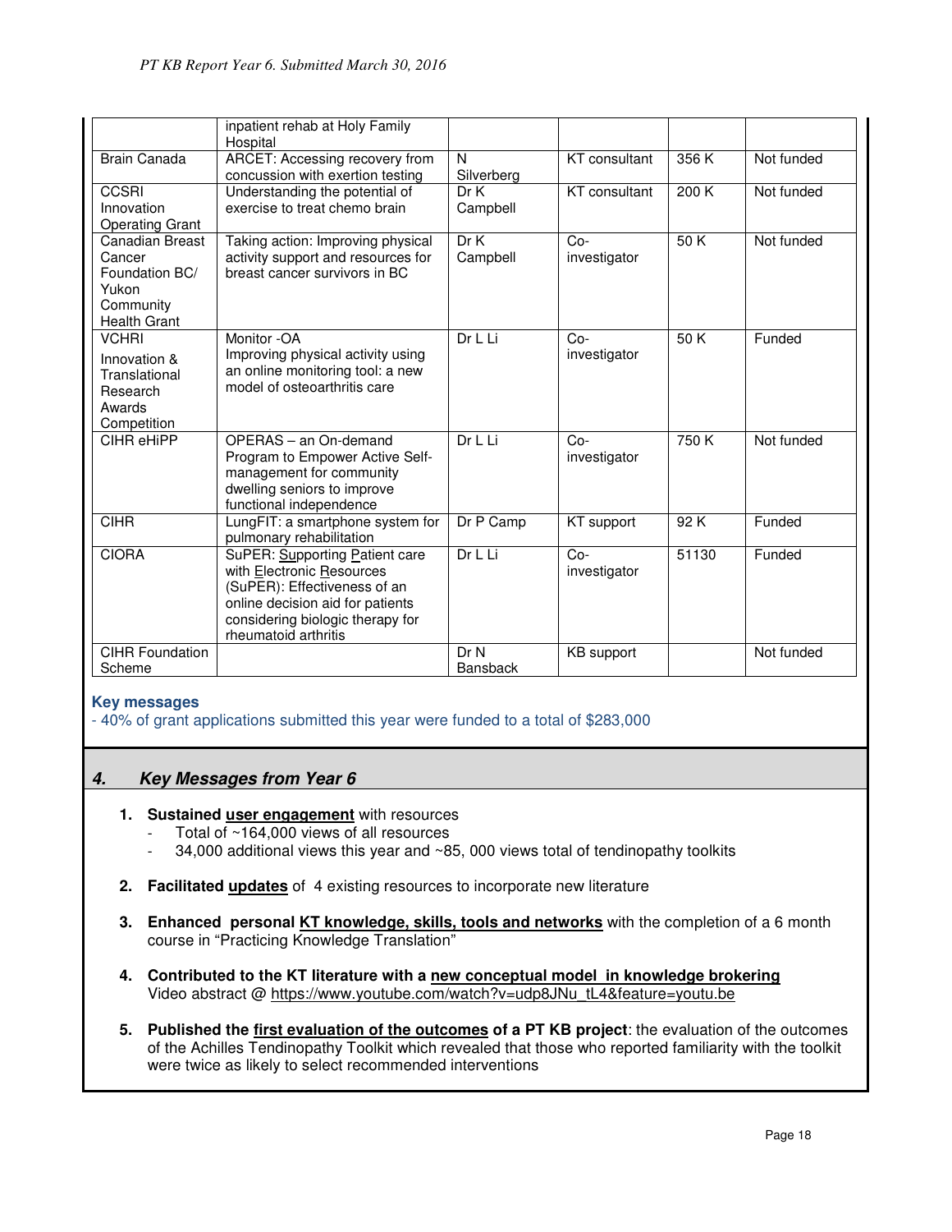| | | | | | |
|---|---|---|---|---|---|
| | inpatient rehab at Holy Family Hospital | | | | |
| Brain Canada | ARCET: Accessing recovery from concussion with exertion testing | N Silverberg | KT consultant | 356 K | Not funded |
| CCSRI Innovation Operating Grant | Understanding the potential of exercise to treat chemo brain | Dr K Campbell | KT consultant | 200 K | Not funded |
| Canadian Breast Cancer Foundation BC/ Yukon Community Health Grant | Taking action: Improving physical activity support and resources for breast cancer survivors in BC | Dr K Campbell | Co-investigator | 50 K | Not funded |
| VCHRI Innovation & Translational Research Awards Competition | Monitor -OA Improving physical activity using an online monitoring tool: a new model of osteoarthritis care | Dr L Li | Co-investigator | 50 K | Funded |
| CIHR eHiPP | OPERAS – an On-demand Program to Empower Active Self-management for community dwelling seniors to improve functional independence | Dr L Li | Co-investigator | 750 K | Not funded |
| CIHR | LungFIT: a smartphone system for pulmonary rehabilitation | Dr P Camp | KT support | 92 K | Funded |
| CIORA | SuPER: Supporting Patient care with Electronic Resources (SuPER): Effectiveness of an online decision aid for patients considering biologic therapy for rheumatoid arthritis | Dr L Li | Co-investigator | 51130 | Funded |
| CIHR Foundation Scheme | | Dr N Bansback | KB support | | Not funded |

**Key messages**

- 40% of grant applications submitted this year were funded to a total of $283,000

## 4. Key Messages from Year 6

1. **Sustained user engagement** with resources
   - Total of ~164,000 views of all resources
   - 34,000 additional views this year and ~85, 000 views total of tendinopathy toolkits

2. **Facilitated updates** of 4 existing resources to incorporate new literature

3. **Enhanced personal KT knowledge, skills, tools and networks** with the completion of a 6 month course in "Practicing Knowledge Translation"

4. **Contributed to the KT literature with a new conceptual model in knowledge brokering** Video abstract @ https://www.youtube.com/watch?v=udp8JNu_tL4&feature=youtu.be

5. **Published the first evaluation of the outcomes of a PT KB project**: the evaluation of the outcomes of the Achilles Tendinopathy Toolkit which revealed that those who reported familiarity with the toolkit were twice as likely to select recommended interventions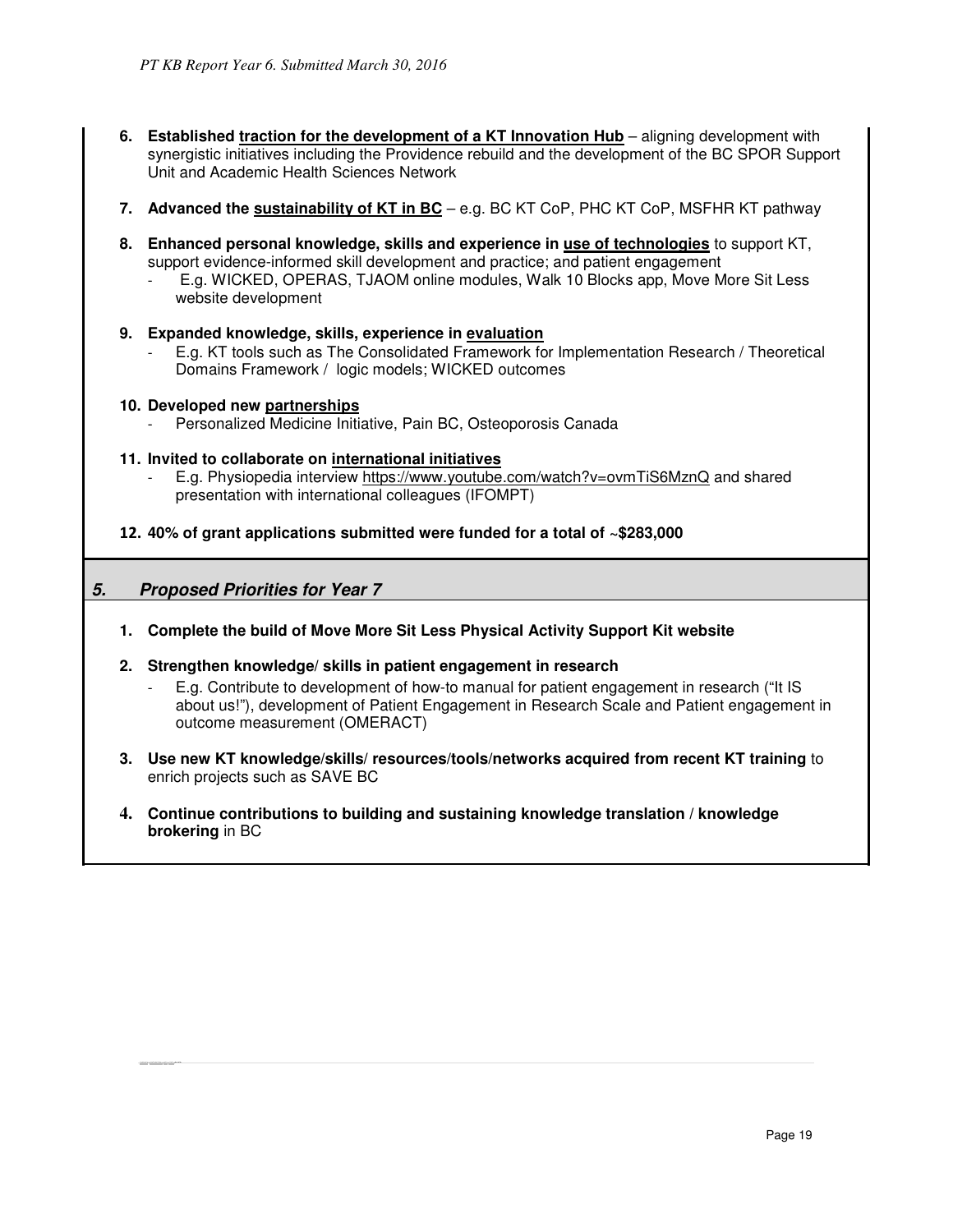6. **Established traction for the development of a KT Innovation Hub** – aligning development with synergistic initiatives including the Providence rebuild and the development of the BC SPOR Support Unit and Academic Health Sciences Network

7. **Advanced the sustainability of KT in BC** – e.g. BC KT CoP, PHC KT CoP, MSFHR KT pathway

8. **Enhanced personal knowledge, skills and experience in use of technologies** to support KT, support evidence-informed skill development and practice; and patient engagement
   - E.g. WICKED, OPERAS, TJAOM online modules, Walk 10 Blocks app, Move More Sit Less website development

9. **Expanded knowledge, skills, experience in evaluation**
   - E.g. KT tools such as The Consolidated Framework for Implementation Research / Theoretical Domains Framework / logic models; WICKED outcomes

10. **Developed new partnerships**
    - Personalized Medicine Initiative, Pain BC, Osteoporosis Canada

11. **Invited to collaborate on international initiatives**
    - E.g. Physiopedia interview https://www.youtube.com/watch?v=ovmTiS6MznQ and shared presentation with international colleagues (IFOMPT)

12. **40% of grant applications submitted were funded for a total of ~$283,000**

## 5. *Proposed Priorities for Year 7*

1. **Complete the build of Move More Sit Less Physical Activity Support Kit website**

2. **Strengthen knowledge/ skills in patient engagement in research**
   - E.g. Contribute to development of how-to manual for patient engagement in research ("It IS about us!"), development of Patient Engagement in Research Scale and Patient engagement in outcome measurement (OMERACT)

3. **Use new KT knowledge/skills/ resources/tools/networks acquired from recent KT training** to enrich projects such as SAVE BC

4. **Continue contributions to building and sustaining knowledge translation / knowledge brokering** in BC